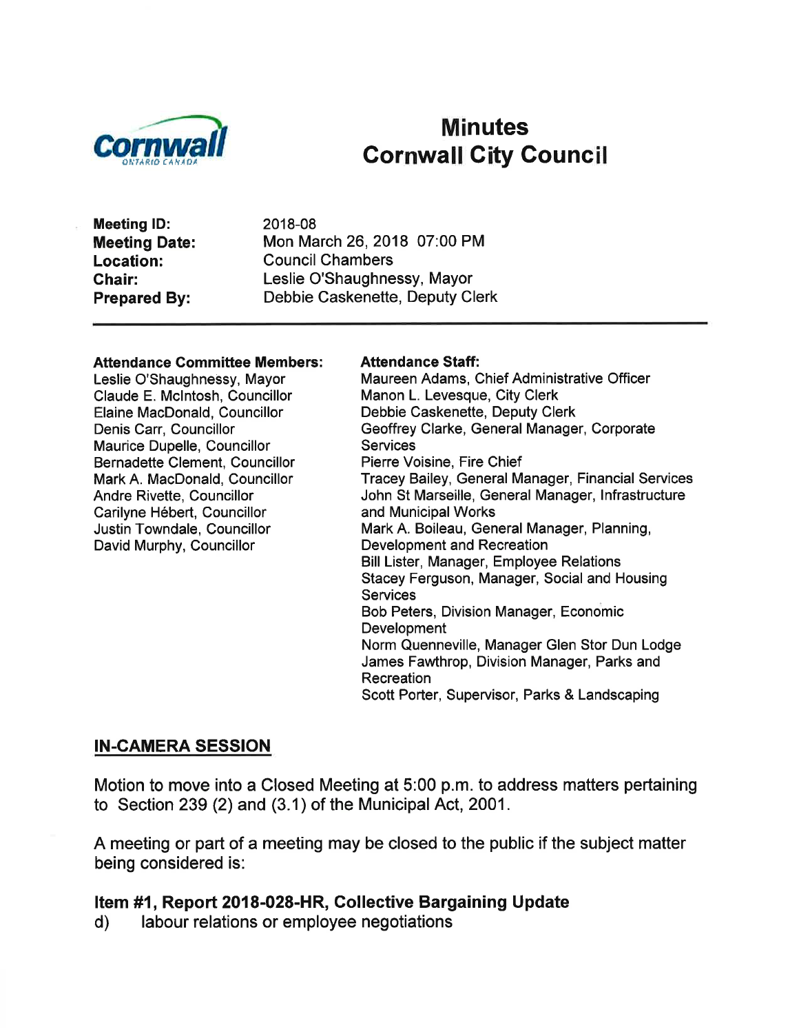# Minutes
# Cornwall City Council

**Meeting ID:** 2018-08
**Meeting Date:** Mon March 26, 2018 07:00 PM
**Location:** Council Chambers
**Chair:** Leslie O'Shaughnessy, Mayor
**Prepared By:** Debbie Caskenette, Deputy Clerk

---

**Attendance Committee Members:**
Leslie O'Shaughnessy, Mayor
Claude E. McIntosh, Councillor
Elaine MacDonald, Councillor
Denis Carr, Councillor
Maurice Dupelle, Councillor
Bernadette Clement, Councillor
Mark A. MacDonald, Councillor
Andre Rivette, Councillor
Carilyne Hébert, Councillor
Justin Towndale, Councillor
David Murphy, Councillor

**Attendance Staff:**
Maureen Adams, Chief Administrative Officer
Manon L. Levesque, City Clerk
Debbie Caskenette, Deputy Clerk
Geoffrey Clarke, General Manager, Corporate Services
Pierre Voisine, Fire Chief
Tracey Bailey, General Manager, Financial Services
John St Marseille, General Manager, Infrastructure and Municipal Works
Mark A. Boileau, General Manager, Planning, Development and Recreation
Bill Lister, Manager, Employee Relations
Stacey Ferguson, Manager, Social and Housing Services
Bob Peters, Division Manager, Economic Development
Norm Quenneville, Manager Glen Stor Dun Lodge
James Fawthrop, Division Manager, Parks and Recreation
Scott Porter, Supervisor, Parks & Landscaping

## IN-CAMERA SESSION

Motion to move into a Closed Meeting at 5:00 p.m. to address matters pertaining to Section 239 (2) and (3.1) of the Municipal Act, 2001.

A meeting or part of a meeting may be closed to the public if the subject matter being considered is:

**Item #1, Report 2018-028-HR, Collective Bargaining Update**
d) labour relations or employee negotiations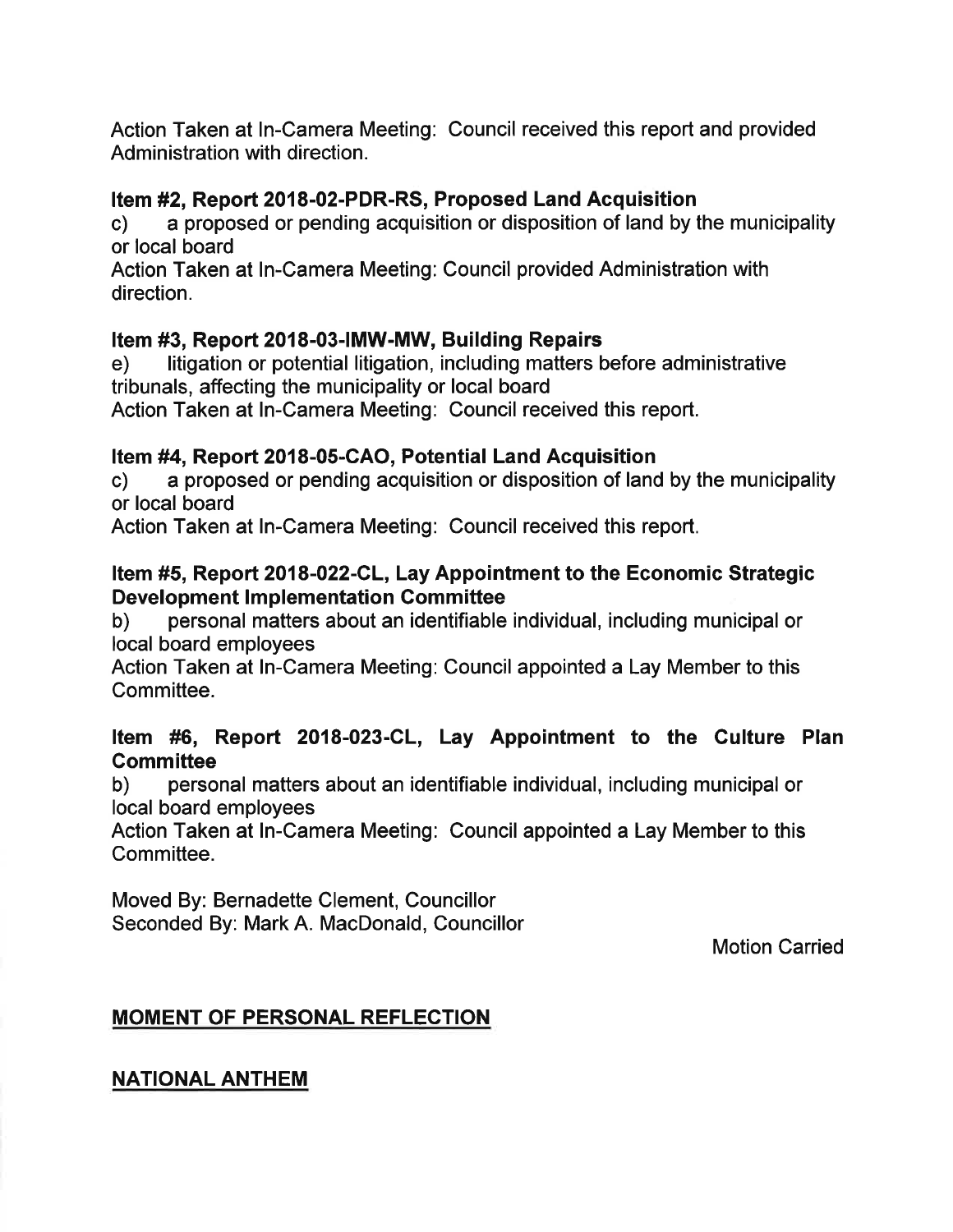Action Taken at In-Camera Meeting: Council received this report and provided Administration with direction.

**Item #2, Report 2018-02-PDR-RS, Proposed Land Acquisition**

c) a proposed or pending acquisition or disposition of land by the municipality or local board

Action Taken at In-Camera Meeting: Council provided Administration with direction.

**Item #3, Report 2018-03-IMW-MW, Building Repairs**

e) litigation or potential litigation, including matters before administrative tribunals, affecting the municipality or local board

Action Taken at In-Camera Meeting: Council received this report.

**Item #4, Report 2018-05-CAO, Potential Land Acquisition**

c) a proposed or pending acquisition or disposition of land by the municipality or local board

Action Taken at In-Camera Meeting: Council received this report.

**Item #5, Report 2018-022-CL, Lay Appointment to the Economic Strategic Development Implementation Committee**

b) personal matters about an identifiable individual, including municipal or local board employees

Action Taken at In-Camera Meeting: Council appointed a Lay Member to this Committee.

**Item #6, Report 2018-023-CL, Lay Appointment to the Culture Plan Committee**

b) personal matters about an identifiable individual, including municipal or local board employees

Action Taken at In-Camera Meeting: Council appointed a Lay Member to this Committee.

Moved By: Bernadette Clement, Councillor
Seconded By: Mark A. MacDonald, Councillor

Motion Carried

## MOMENT OF PERSONAL REFLECTION

## NATIONAL ANTHEM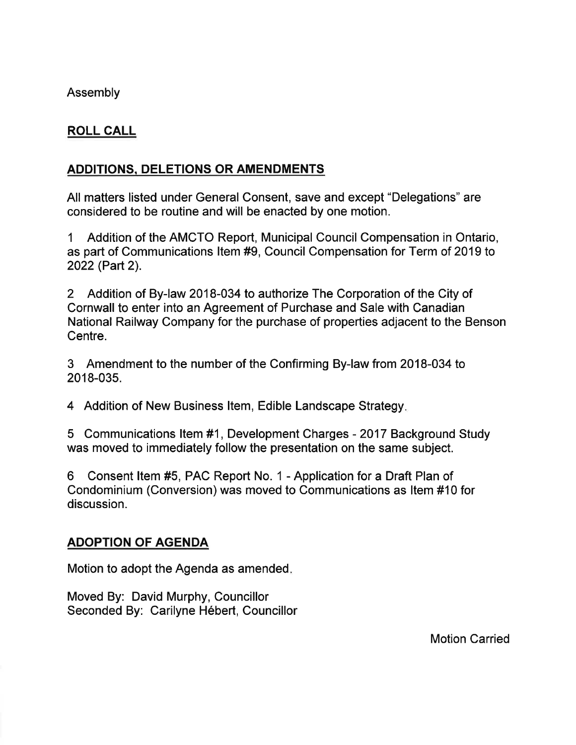Assembly

## ROLL CALL

## ADDITIONS, DELETIONS OR AMENDMENTS

All matters listed under General Consent, save and except "Delegations" are considered to be routine and will be enacted by one motion.

1 Addition of the AMCTO Report, Municipal Council Compensation in Ontario, as part of Communications Item #9, Council Compensation for Term of 2019 to 2022 (Part 2).

2 Addition of By-law 2018-034 to authorize The Corporation of the City of Cornwall to enter into an Agreement of Purchase and Sale with Canadian National Railway Company for the purchase of properties adjacent to the Benson Centre.

3 Amendment to the number of the Confirming By-law from 2018-034 to 2018-035.

4 Addition of New Business Item, Edible Landscape Strategy.

5 Communications Item #1, Development Charges - 2017 Background Study was moved to immediately follow the presentation on the same subject.

6 Consent Item #5, PAC Report No. 1 - Application for a Draft Plan of Condominium (Conversion) was moved to Communications as Item #10 for discussion.

## ADOPTION OF AGENDA

Motion to adopt the Agenda as amended.

Moved By: David Murphy, Councillor
Seconded By: Carilyne Hébert, Councillor

Motion Carried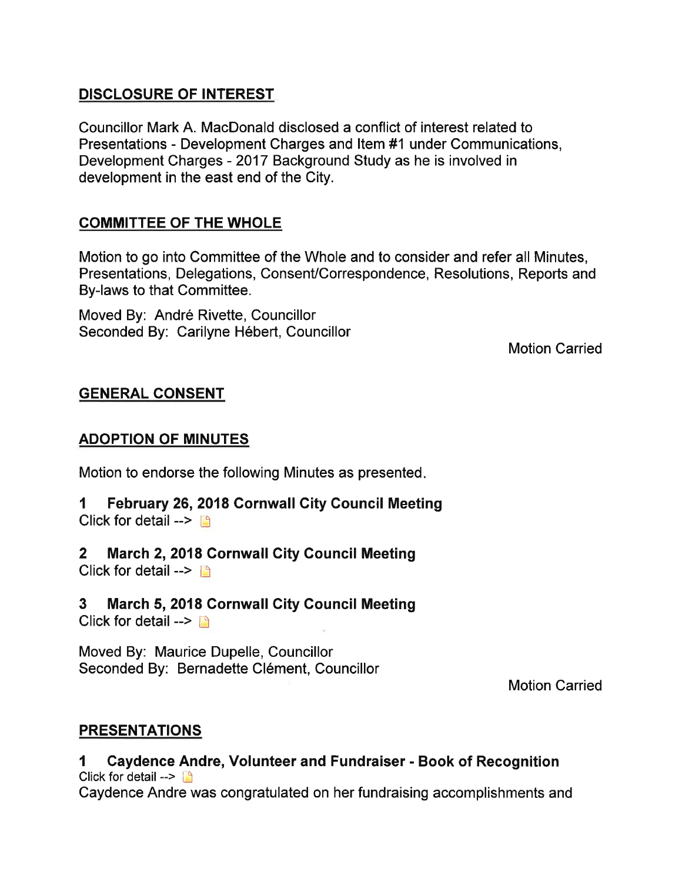## DISCLOSURE OF INTEREST

Councillor Mark A. MacDonald disclosed a conflict of interest related to Presentations - Development Charges and Item #1 under Communications, Development Charges - 2017 Background Study as he is involved in development in the east end of the City.

## COMMITTEE OF THE WHOLE

Motion to go into Committee of the Whole and to consider and refer all Minutes, Presentations, Delegations, Consent/Correspondence, Resolutions, Reports and By-laws to that Committee.

Moved By: André Rivette, Councillor
Seconded By: Carilyne Hébert, Councillor

Motion Carried

## GENERAL CONSENT

## ADOPTION OF MINUTES

Motion to endorse the following Minutes as presented.

**1 February 26, 2018 Cornwall City Council Meeting**
Click for detail -->

**2 March 2, 2018 Cornwall City Council Meeting**
Click for detail -->

**3 March 5, 2018 Cornwall City Council Meeting**
Click for detail -->

Moved By: Maurice Dupelle, Councillor
Seconded By: Bernadette Clément, Councillor

Motion Carried

## PRESENTATIONS

**1 Caydence Andre, Volunteer and Fundraiser - Book of Recognition**
Click for detail -->
Caydence Andre was congratulated on her fundraising accomplishments and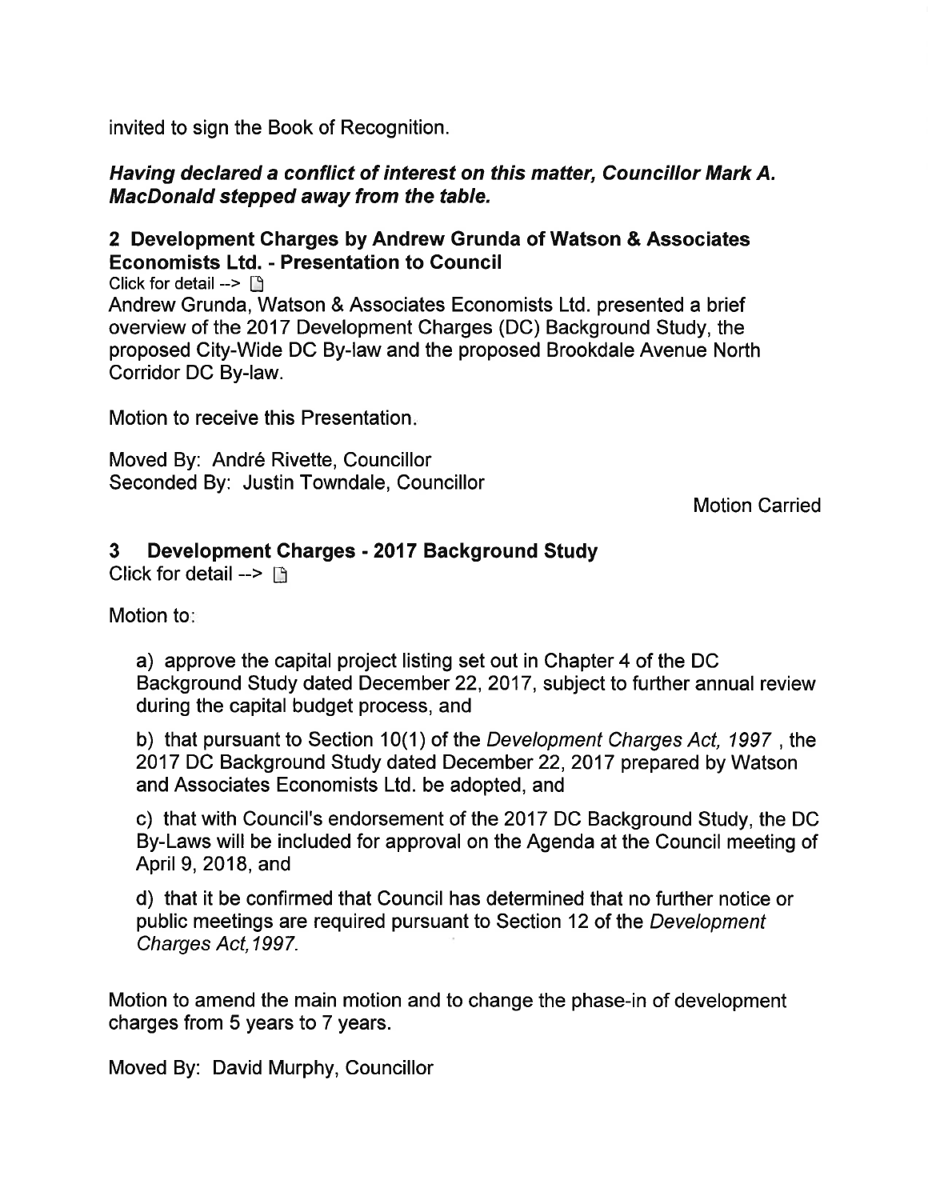invited to sign the Book of Recognition.

***Having declared a conflict of interest on this matter, Councillor Mark A. MacDonald stepped away from the table.***

## 2 Development Charges by Andrew Grunda of Watson & Associates Economists Ltd. - Presentation to Council

Click for detail -->

Andrew Grunda, Watson & Associates Economists Ltd. presented a brief overview of the 2017 Development Charges (DC) Background Study, the proposed City-Wide DC By-law and the proposed Brookdale Avenue North Corridor DC By-law.

Motion to receive this Presentation.

Moved By: André Rivette, Councillor
Seconded By: Justin Towndale, Councillor

Motion Carried

## 3 Development Charges - 2017 Background Study

Click for detail -->

Motion to:

a) approve the capital project listing set out in Chapter 4 of the DC Background Study dated December 22, 2017, subject to further annual review during the capital budget process, and

b) that pursuant to Section 10(1) of the *Development Charges Act, 1997* , the 2017 DC Background Study dated December 22, 2017 prepared by Watson and Associates Economists Ltd. be adopted, and

c) that with Council's endorsement of the 2017 DC Background Study, the DC By-Laws will be included for approval on the Agenda at the Council meeting of April 9, 2018, and

d) that it be confirmed that Council has determined that no further notice or public meetings are required pursuant to Section 12 of the *Development Charges Act,1997.*

Motion to amend the main motion and to change the phase-in of development charges from 5 years to 7 years.

Moved By: David Murphy, Councillor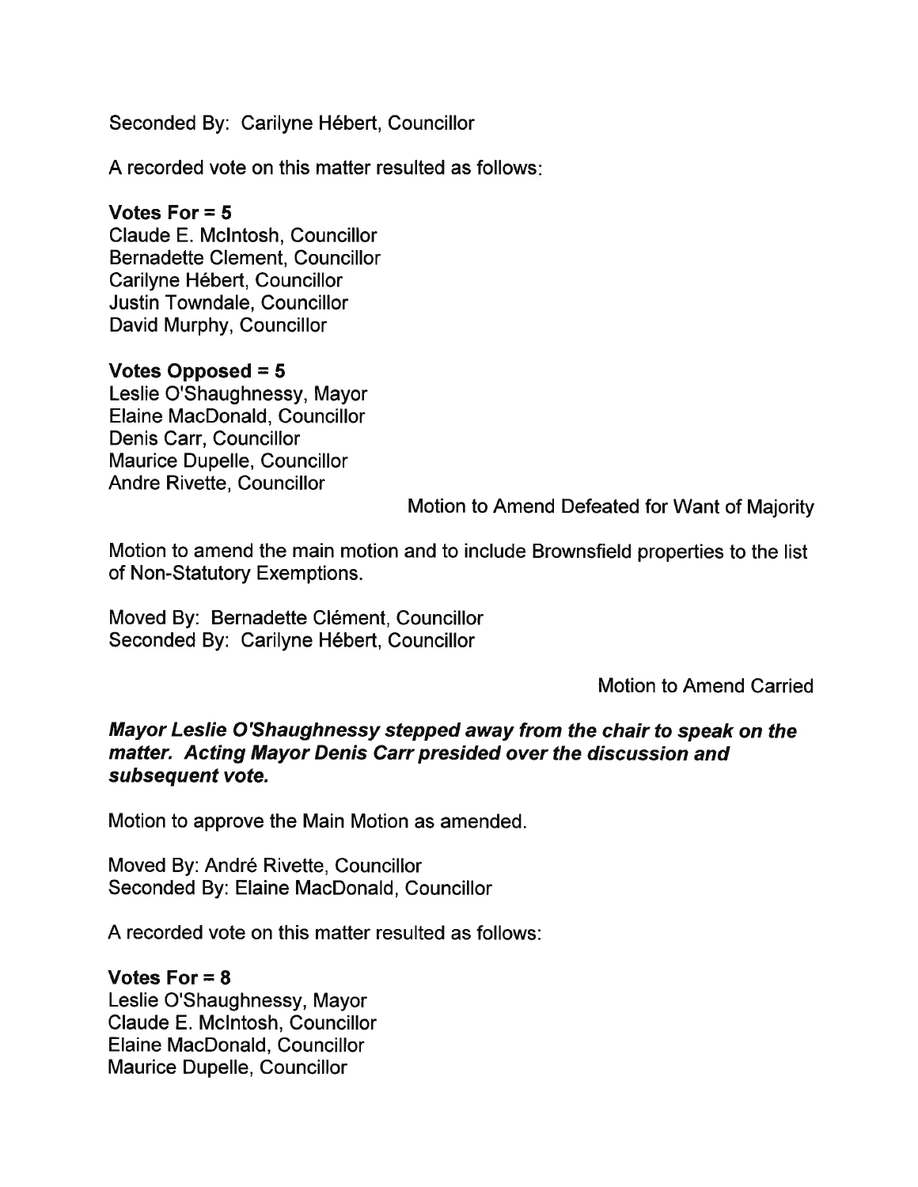Seconded By: Carilyne Hébert, Councillor

A recorded vote on this matter resulted as follows:

**Votes For = 5**
Claude E. McIntosh, Councillor
Bernadette Clement, Councillor
Carilyne Hébert, Councillor
Justin Towndale, Councillor
David Murphy, Councillor

**Votes Opposed = 5**
Leslie O'Shaughnessy, Mayor
Elaine MacDonald, Councillor
Denis Carr, Councillor
Maurice Dupelle, Councillor
Andre Rivette, Councillor

Motion to Amend Defeated for Want of Majority

Motion to amend the main motion and to include Brownsfield properties to the list of Non-Statutory Exemptions.

Moved By: Bernadette Clément, Councillor
Seconded By: Carilyne Hébert, Councillor

Motion to Amend Carried

***Mayor Leslie O'Shaughnessy stepped away from the chair to speak on the matter. Acting Mayor Denis Carr presided over the discussion and subsequent vote.***

Motion to approve the Main Motion as amended.

Moved By: André Rivette, Councillor
Seconded By: Elaine MacDonald, Councillor

A recorded vote on this matter resulted as follows:

**Votes For = 8**
Leslie O'Shaughnessy, Mayor
Claude E. McIntosh, Councillor
Elaine MacDonald, Councillor
Maurice Dupelle, Councillor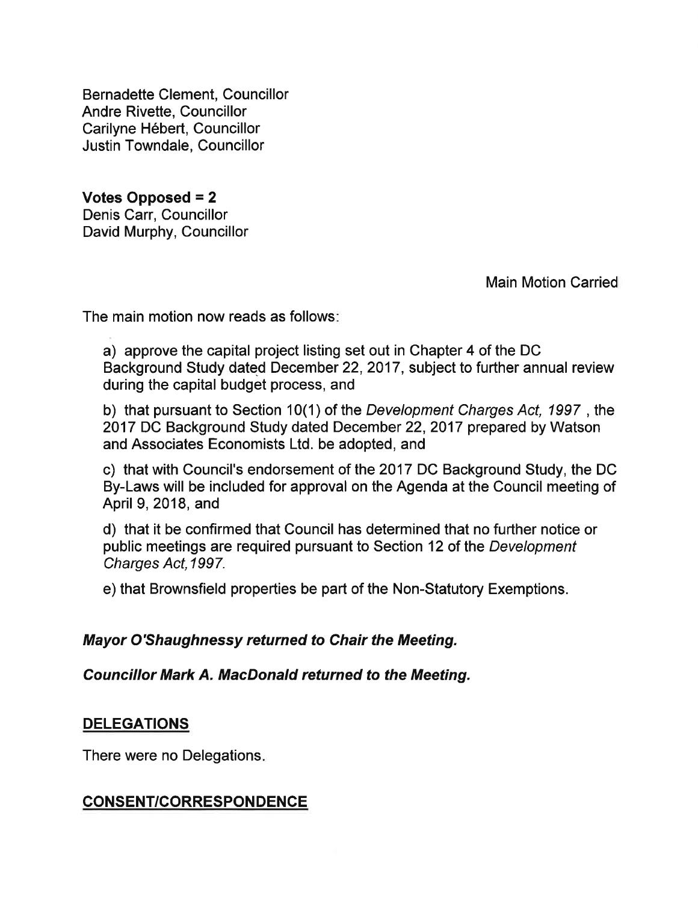Bernadette Clement, Councillor
Andre Rivette, Councillor
Carilyne Hébert, Councillor
Justin Towndale, Councillor

**Votes Opposed = 2**
Denis Carr, Councillor
David Murphy, Councillor

Main Motion Carried

The main motion now reads as follows:

a) approve the capital project listing set out in Chapter 4 of the DC Background Study dated December 22, 2017, subject to further annual review during the capital budget process, and

b) that pursuant to Section 10(1) of the *Development Charges Act, 1997* , the 2017 DC Background Study dated December 22, 2017 prepared by Watson and Associates Economists Ltd. be adopted, and

c) that with Council's endorsement of the 2017 DC Background Study, the DC By-Laws will be included for approval on the Agenda at the Council meeting of April 9, 2018, and

d) that it be confirmed that Council has determined that no further notice or public meetings are required pursuant to Section 12 of the *Development Charges Act,1997.*

e) that Brownsfield properties be part of the Non-Statutory Exemptions.

***Mayor O'Shaughnessy returned to Chair the Meeting.***

***Councillor Mark A. MacDonald returned to the Meeting.***

## DELEGATIONS

There were no Delegations.

## CONSENT/CORRESPONDENCE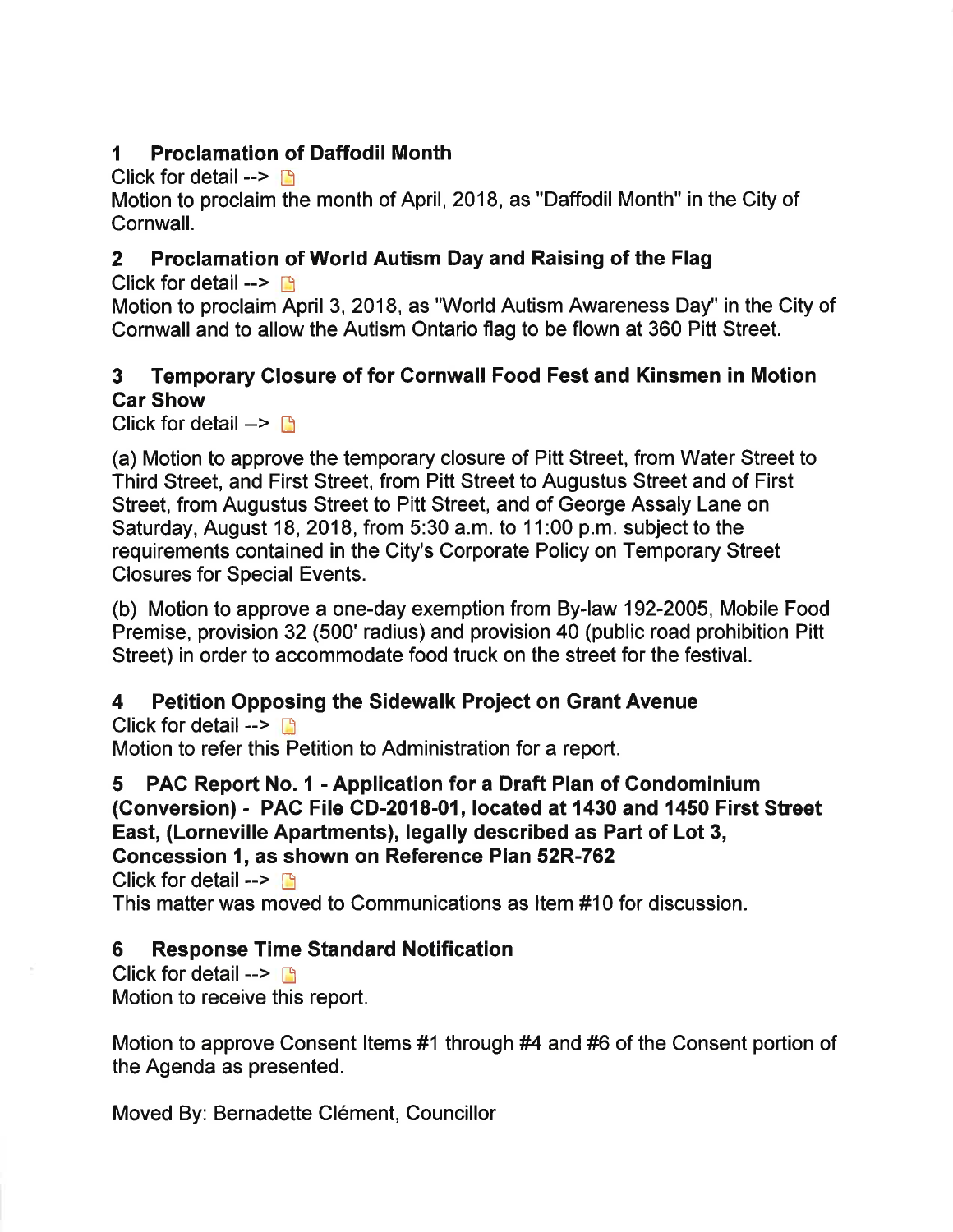## 1 Proclamation of Daffodil Month

Click for detail -->

Motion to proclaim the month of April, 2018, as "Daffodil Month" in the City of Cornwall.

## 2 Proclamation of World Autism Day and Raising of the Flag

Click for detail -->

Motion to proclaim April 3, 2018, as "World Autism Awareness Day" in the City of Cornwall and to allow the Autism Ontario flag to be flown at 360 Pitt Street.

## 3 Temporary Closure of for Cornwall Food Fest and Kinsmen in Motion Car Show

Click for detail -->

(a) Motion to approve the temporary closure of Pitt Street, from Water Street to Third Street, and First Street, from Pitt Street to Augustus Street and of First Street, from Augustus Street to Pitt Street, and of George Assaly Lane on Saturday, August 18, 2018, from 5:30 a.m. to 11:00 p.m. subject to the requirements contained in the City's Corporate Policy on Temporary Street Closures for Special Events.

(b) Motion to approve a one-day exemption from By-law 192-2005, Mobile Food Premise, provision 32 (500' radius) and provision 40 (public road prohibition Pitt Street) in order to accommodate food truck on the street for the festival.

## 4 Petition Opposing the Sidewalk Project on Grant Avenue

Click for detail -->

Motion to refer this Petition to Administration for a report.

## 5 PAC Report No. 1 - Application for a Draft Plan of Condominium (Conversion) - PAC File CD-2018-01, located at 1430 and 1450 First Street East, (Lorneville Apartments), legally described as Part of Lot 3, Concession 1, as shown on Reference Plan 52R-762

Click for detail -->

This matter was moved to Communications as Item #10 for discussion.

## 6 Response Time Standard Notification

Click for detail -->

Motion to receive this report.

Motion to approve Consent Items #1 through #4 and #6 of the Consent portion of the Agenda as presented.

Moved By: Bernadette Clément, Councillor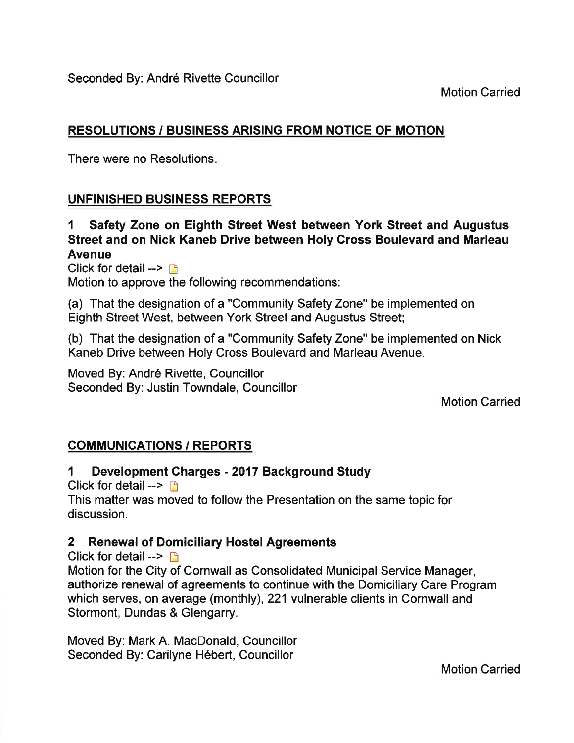Seconded By: André Rivette Councillor

Motion Carried

## RESOLUTIONS / BUSINESS ARISING FROM NOTICE OF MOTION

There were no Resolutions.

## UNFINISHED BUSINESS REPORTS

### 1 Safety Zone on Eighth Street West between York Street and Augustus Street and on Nick Kaneb Drive between Holy Cross Boulevard and Marleau Avenue

Click for detail -->

Motion to approve the following recommendations:

(a) That the designation of a "Community Safety Zone" be implemented on Eighth Street West, between York Street and Augustus Street;

(b) That the designation of a "Community Safety Zone" be implemented on Nick Kaneb Drive between Holy Cross Boulevard and Marleau Avenue.

Moved By: André Rivette, Councillor
Seconded By: Justin Towndale, Councillor

Motion Carried

## COMMUNICATIONS / REPORTS

### 1 Development Charges - 2017 Background Study

Click for detail -->

This matter was moved to follow the Presentation on the same topic for discussion.

### 2 Renewal of Domiciliary Hostel Agreements

Click for detail -->

Motion for the City of Cornwall as Consolidated Municipal Service Manager, authorize renewal of agreements to continue with the Domiciliary Care Program which serves, on average (monthly), 221 vulnerable clients in Cornwall and Stormont, Dundas & Glengarry.

Moved By: Mark A. MacDonald, Councillor
Seconded By: Carilyne Hébert, Councillor

Motion Carried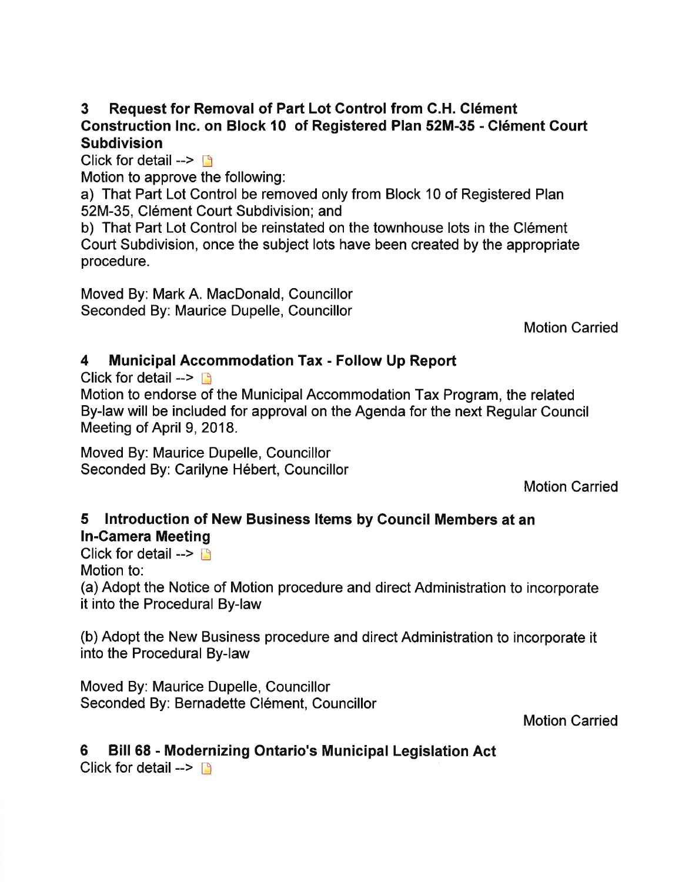## 3 Request for Removal of Part Lot Control from C.H. Clément Construction Inc. on Block 10 of Registered Plan 52M-35 - Clément Court Subdivision

Click for detail -->

Motion to approve the following:

a) That Part Lot Control be removed only from Block 10 of Registered Plan 52M-35, Clément Court Subdivision; and

b) That Part Lot Control be reinstated on the townhouse lots in the Clément Court Subdivision, once the subject lots have been created by the appropriate procedure.

Moved By: Mark A. MacDonald, Councillor
Seconded By: Maurice Dupelle, Councillor

Motion Carried

## 4 Municipal Accommodation Tax - Follow Up Report

Click for detail -->

Motion to endorse of the Municipal Accommodation Tax Program, the related By-law will be included for approval on the Agenda for the next Regular Council Meeting of April 9, 2018.

Moved By: Maurice Dupelle, Councillor
Seconded By: Carilyne Hébert, Councillor

Motion Carried

## 5 Introduction of New Business Items by Council Members at an In-Camera Meeting

Click for detail -->

Motion to:

(a) Adopt the Notice of Motion procedure and direct Administration to incorporate it into the Procedural By-law

(b) Adopt the New Business procedure and direct Administration to incorporate it into the Procedural By-law

Moved By: Maurice Dupelle, Councillor
Seconded By: Bernadette Clément, Councillor

Motion Carried

## 6 Bill 68 - Modernizing Ontario's Municipal Legislation Act

Click for detail -->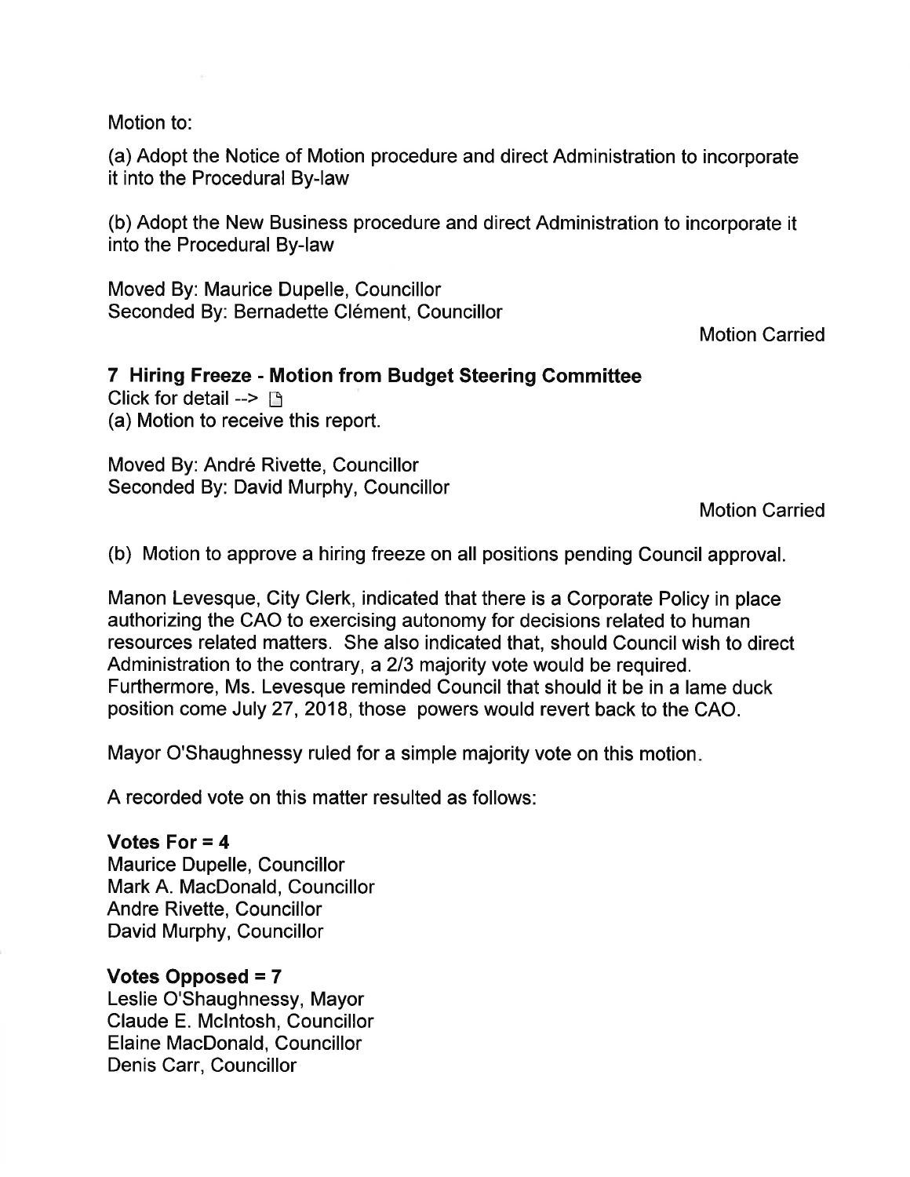Motion to:

(a) Adopt the Notice of Motion procedure and direct Administration to incorporate it into the Procedural By-law

(b) Adopt the New Business procedure and direct Administration to incorporate it into the Procedural By-law

Moved By: Maurice Dupelle, Councillor
Seconded By: Bernadette Clément, Councillor

Motion Carried

### 7 Hiring Freeze - Motion from Budget Steering Committee

Click for detail -->

(a) Motion to receive this report.

Moved By: André Rivette, Councillor
Seconded By: David Murphy, Councillor

Motion Carried

(b) Motion to approve a hiring freeze on all positions pending Council approval.

Manon Levesque, City Clerk, indicated that there is a Corporate Policy in place authorizing the CAO to exercising autonomy for decisions related to human resources related matters. She also indicated that, should Council wish to direct Administration to the contrary, a 2/3 majority vote would be required. Furthermore, Ms. Levesque reminded Council that should it be in a lame duck position come July 27, 2018, those powers would revert back to the CAO.

Mayor O'Shaughnessy ruled for a simple majority vote on this motion.

A recorded vote on this matter resulted as follows:

**Votes For = 4**
Maurice Dupelle, Councillor
Mark A. MacDonald, Councillor
Andre Rivette, Councillor
David Murphy, Councillor

**Votes Opposed = 7**
Leslie O'Shaughnessy, Mayor
Claude E. McIntosh, Councillor
Elaine MacDonald, Councillor
Denis Carr, Councillor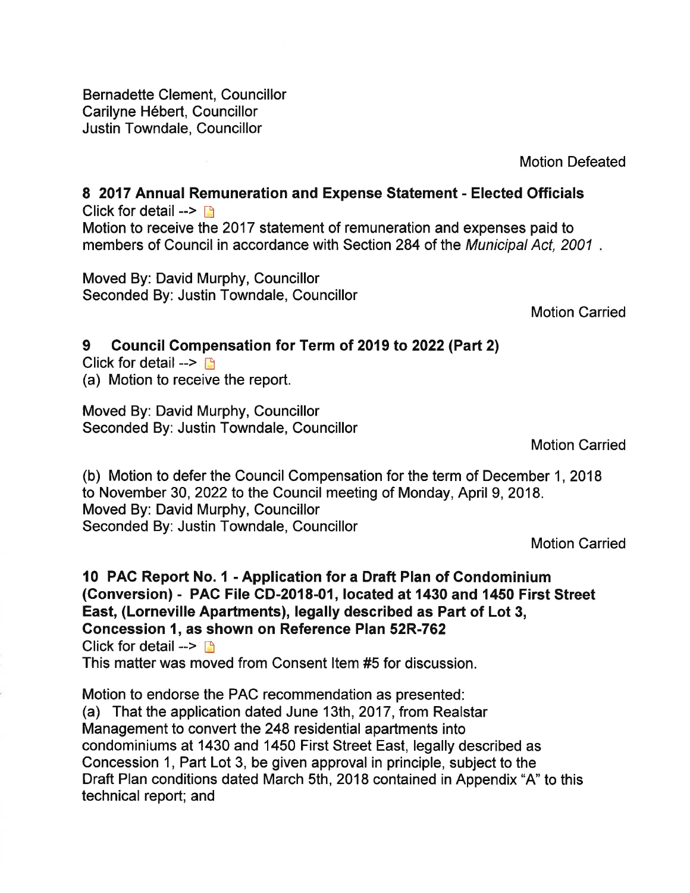Bernadette Clement, Councillor
Carilyne Hébert, Councillor
Justin Towndale, Councillor

Motion Defeated

## 8 2017 Annual Remuneration and Expense Statement - Elected Officials

Click for detail -->

Motion to receive the 2017 statement of remuneration and expenses paid to members of Council in accordance with Section 284 of the *Municipal Act, 2001* .

Moved By: David Murphy, Councillor
Seconded By: Justin Towndale, Councillor

Motion Carried

## 9 Council Compensation for Term of 2019 to 2022 (Part 2)

Click for detail -->

(a) Motion to receive the report.

Moved By: David Murphy, Councillor
Seconded By: Justin Towndale, Councillor

Motion Carried

(b) Motion to defer the Council Compensation for the term of December 1, 2018 to November 30, 2022 to the Council meeting of Monday, April 9, 2018.
Moved By: David Murphy, Councillor
Seconded By: Justin Towndale, Councillor

Motion Carried

## 10 PAC Report No. 1 - Application for a Draft Plan of Condominium (Conversion) - PAC File CD-2018-01, located at 1430 and 1450 First Street East, (Lorneville Apartments), legally described as Part of Lot 3, Concession 1, as shown on Reference Plan 52R-762

Click for detail -->

This matter was moved from Consent Item #5 for discussion.

Motion to endorse the PAC recommendation as presented:
(a) That the application dated June 13th, 2017, from Realstar Management to convert the 248 residential apartments into condominiums at 1430 and 1450 First Street East, legally described as Concession 1, Part Lot 3, be given approval in principle, subject to the Draft Plan conditions dated March 5th, 2018 contained in Appendix "A" to this technical report; and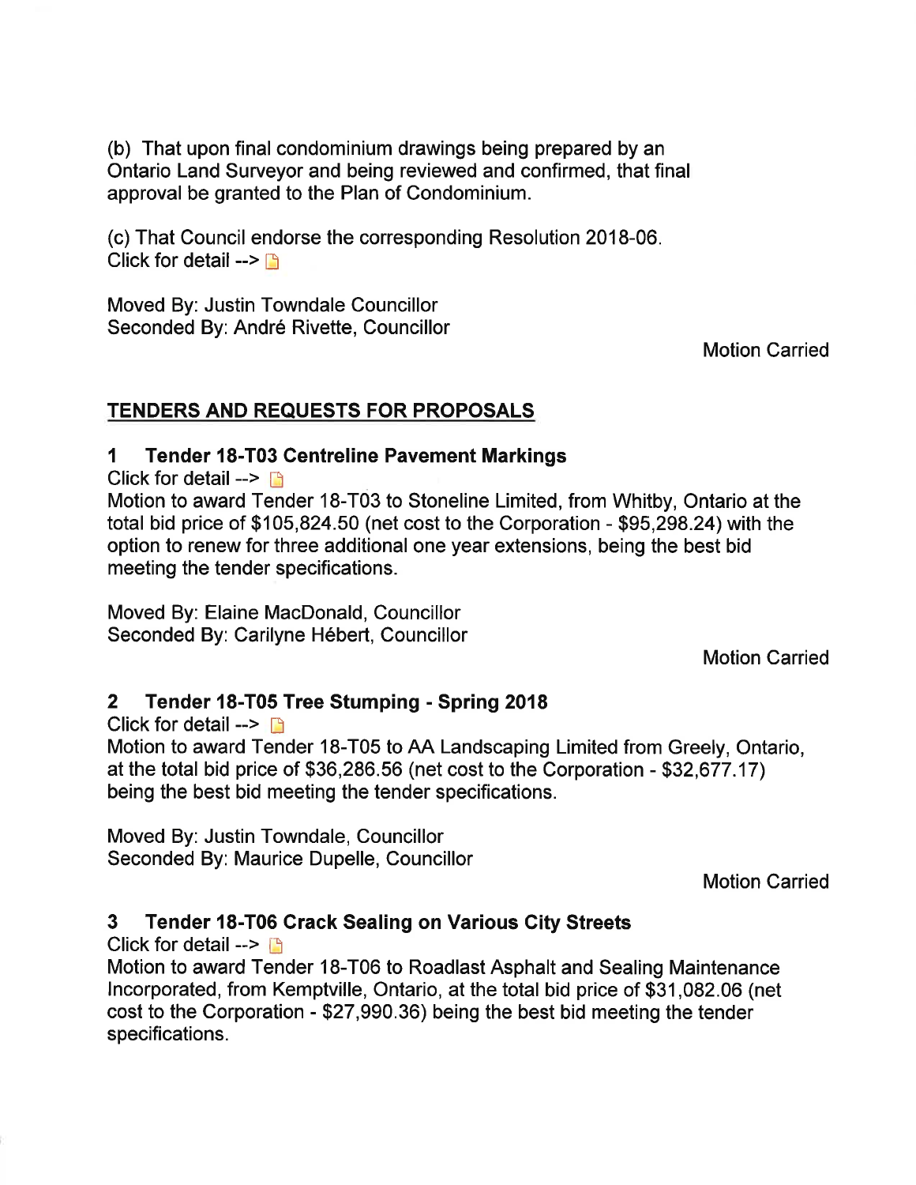(b) That upon final condominium drawings being prepared by an Ontario Land Surveyor and being reviewed and confirmed, that final approval be granted to the Plan of Condominium.

(c) That Council endorse the corresponding Resolution 2018-06.
Click for detail -->

Moved By: Justin Towndale Councillor
Seconded By: André Rivette, Councillor

Motion Carried

## TENDERS AND REQUESTS FOR PROPOSALS

### 1 Tender 18-T03 Centreline Pavement Markings

Click for detail -->
Motion to award Tender 18-T03 to Stoneline Limited, from Whitby, Ontario at the total bid price of $105,824.50 (net cost to the Corporation - $95,298.24) with the option to renew for three additional one year extensions, being the best bid meeting the tender specifications.

Moved By: Elaine MacDonald, Councillor
Seconded By: Carilyne Hébert, Councillor

Motion Carried

### 2 Tender 18-T05 Tree Stumping - Spring 2018

Click for detail -->
Motion to award Tender 18-T05 to AA Landscaping Limited from Greely, Ontario, at the total bid price of $36,286.56 (net cost to the Corporation - $32,677.17) being the best bid meeting the tender specifications.

Moved By: Justin Towndale, Councillor
Seconded By: Maurice Dupelle, Councillor

Motion Carried

### 3 Tender 18-T06 Crack Sealing on Various City Streets

Click for detail -->
Motion to award Tender 18-T06 to Roadlast Asphalt and Sealing Maintenance Incorporated, from Kemptville, Ontario, at the total bid price of $31,082.06 (net cost to the Corporation - $27,990.36) being the best bid meeting the tender specifications.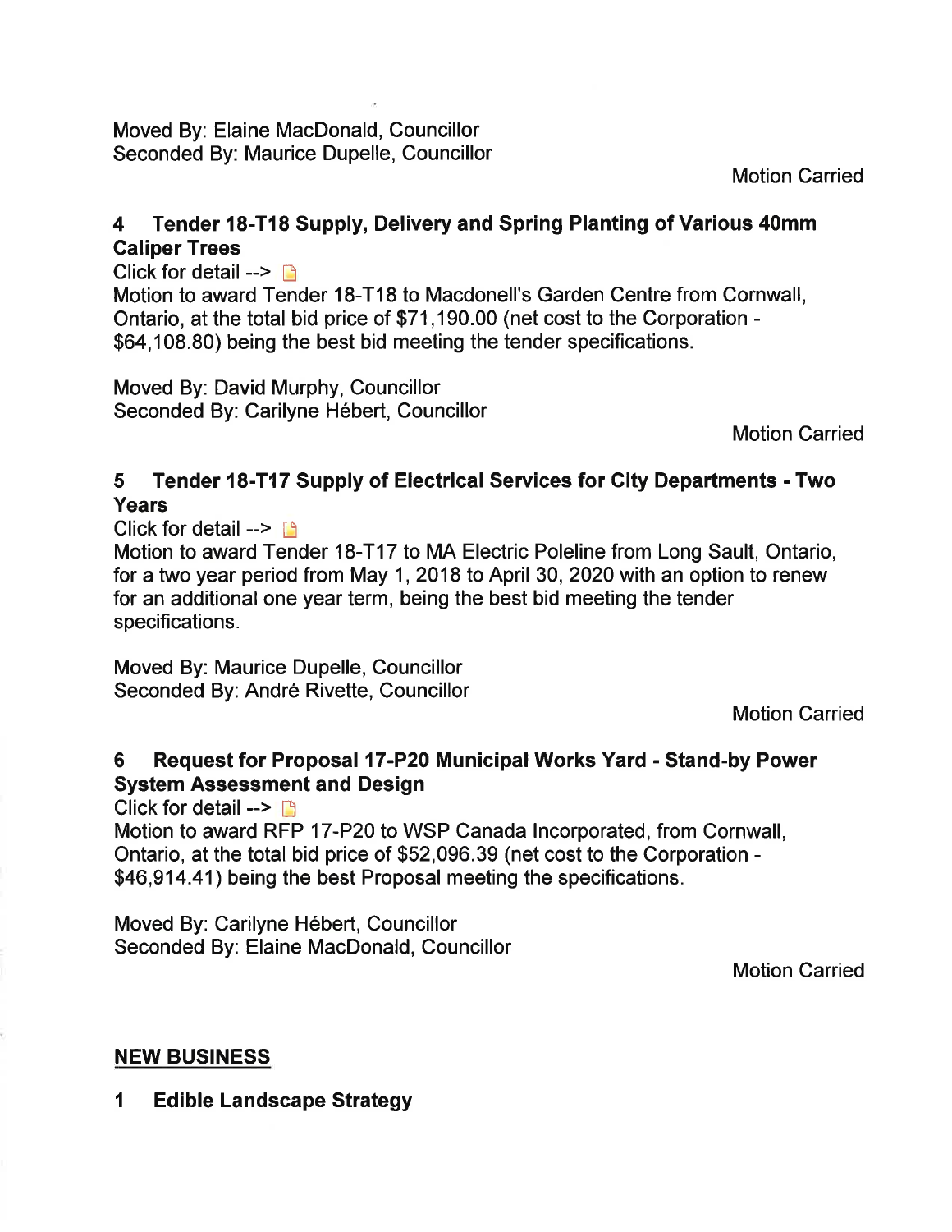Moved By: Elaine MacDonald, Councillor
Seconded By: Maurice Dupelle, Councillor

Motion Carried

### 4 Tender 18-T18 Supply, Delivery and Spring Planting of Various 40mm Caliper Trees

Click for detail -->

Motion to award Tender 18-T18 to Macdonell's Garden Centre from Cornwall, Ontario, at the total bid price of $71,190.00 (net cost to the Corporation - $64,108.80) being the best bid meeting the tender specifications.

Moved By: David Murphy, Councillor
Seconded By: Carilyne Hébert, Councillor

Motion Carried

### 5 Tender 18-T17 Supply of Electrical Services for City Departments - Two Years

Click for detail -->

Motion to award Tender 18-T17 to MA Electric Poleline from Long Sault, Ontario, for a two year period from May 1, 2018 to April 30, 2020 with an option to renew for an additional one year term, being the best bid meeting the tender specifications.

Moved By: Maurice Dupelle, Councillor
Seconded By: André Rivette, Councillor

Motion Carried

### 6 Request for Proposal 17-P20 Municipal Works Yard - Stand-by Power System Assessment and Design

Click for detail -->

Motion to award RFP 17-P20 to WSP Canada Incorporated, from Cornwall, Ontario, at the total bid price of $52,096.39 (net cost to the Corporation - $46,914.41) being the best Proposal meeting the specifications.

Moved By: Carilyne Hébert, Councillor
Seconded By: Elaine MacDonald, Councillor

Motion Carried

## NEW BUSINESS

### 1 Edible Landscape Strategy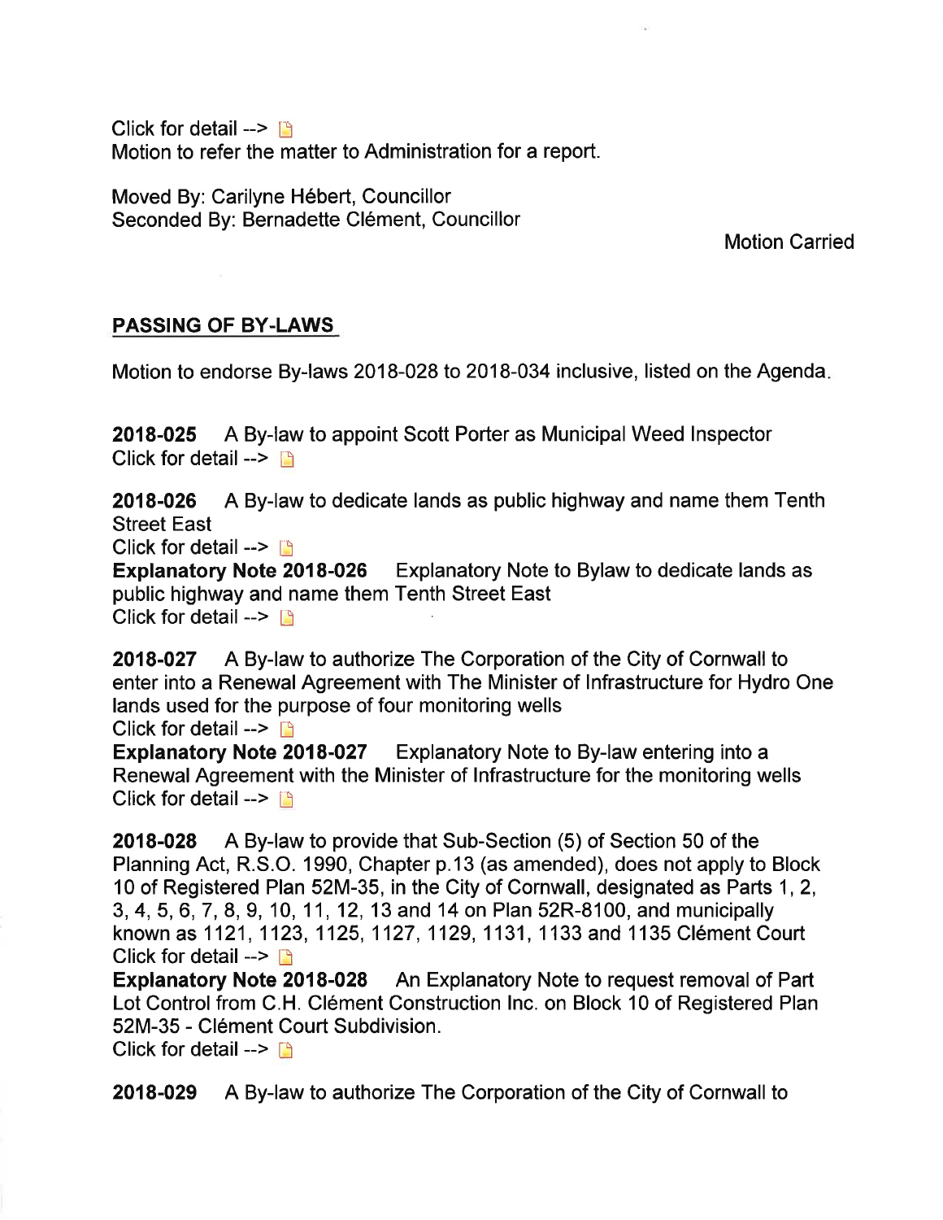Click for detail -->

Motion to refer the matter to Administration for a report.

Moved By: Carilyne Hébert, Councillor
Seconded By: Bernadette Clément, Councillor

Motion Carried

## PASSING OF BY-LAWS

Motion to endorse By-laws 2018-028 to 2018-034 inclusive, listed on the Agenda.

**2018-025** A By-law to appoint Scott Porter as Municipal Weed Inspector
Click for detail -->

**2018-026** A By-law to dedicate lands as public highway and name them Tenth Street East
Click for detail -->
**Explanatory Note 2018-026** Explanatory Note to Bylaw to dedicate lands as public highway and name them Tenth Street East
Click for detail -->

**2018-027** A By-law to authorize The Corporation of the City of Cornwall to enter into a Renewal Agreement with The Minister of Infrastructure for Hydro One lands used for the purpose of four monitoring wells
Click for detail -->
**Explanatory Note 2018-027** Explanatory Note to By-law entering into a Renewal Agreement with the Minister of Infrastructure for the monitoring wells
Click for detail -->

**2018-028** A By-law to provide that Sub-Section (5) of Section 50 of the Planning Act, R.S.O. 1990, Chapter p.13 (as amended), does not apply to Block 10 of Registered Plan 52M-35, in the City of Cornwall, designated as Parts 1, 2, 3, 4, 5, 6, 7, 8, 9, 10, 11, 12, 13 and 14 on Plan 52R-8100, and municipally known as 1121, 1123, 1125, 1127, 1129, 1131, 1133 and 1135 Clément Court
Click for detail -->
**Explanatory Note 2018-028** An Explanatory Note to request removal of Part Lot Control from C.H. Clément Construction Inc. on Block 10 of Registered Plan 52M-35 - Clément Court Subdivision.
Click for detail -->

**2018-029** A By-law to authorize The Corporation of the City of Cornwall to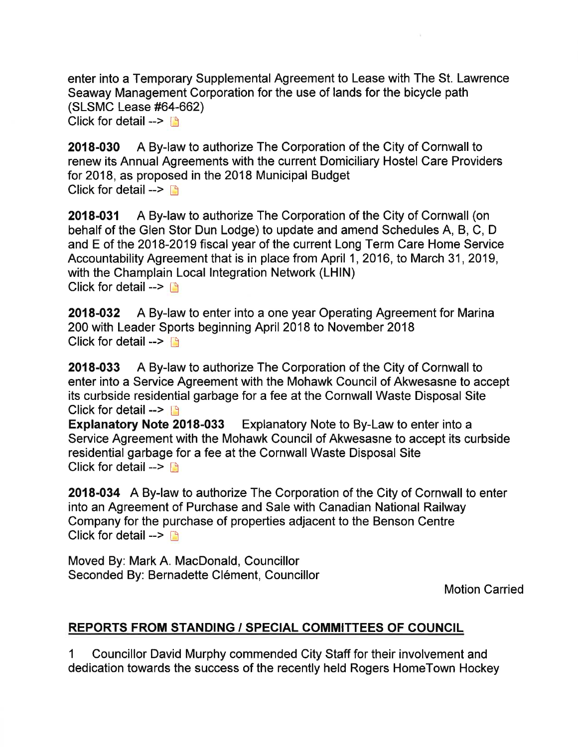enter into a Temporary Supplemental Agreement to Lease with The St. Lawrence Seaway Management Corporation for the use of lands for the bicycle path (SLSMC Lease #64-662)
Click for detail -->

**2018-030** A By-law to authorize The Corporation of the City of Cornwall to renew its Annual Agreements with the current Domiciliary Hostel Care Providers for 2018, as proposed in the 2018 Municipal Budget
Click for detail -->

**2018-031** A By-law to authorize The Corporation of the City of Cornwall (on behalf of the Glen Stor Dun Lodge) to update and amend Schedules A, B, C, D and E of the 2018-2019 fiscal year of the current Long Term Care Home Service Accountability Agreement that is in place from April 1, 2016, to March 31, 2019, with the Champlain Local Integration Network (LHIN)
Click for detail -->

**2018-032** A By-law to enter into a one year Operating Agreement for Marina 200 with Leader Sports beginning April 2018 to November 2018
Click for detail -->

**2018-033** A By-law to authorize The Corporation of the City of Cornwall to enter into a Service Agreement with the Mohawk Council of Akwesasne to accept its curbside residential garbage for a fee at the Cornwall Waste Disposal Site
Click for detail -->
**Explanatory Note 2018-033** Explanatory Note to By-Law to enter into a Service Agreement with the Mohawk Council of Akwesasne to accept its curbside residential garbage for a fee at the Cornwall Waste Disposal Site
Click for detail -->

**2018-034** A By-law to authorize The Corporation of the City of Cornwall to enter into an Agreement of Purchase and Sale with Canadian National Railway Company for the purchase of properties adjacent to the Benson Centre
Click for detail -->

Moved By: Mark A. MacDonald, Councillor
Seconded By: Bernadette Clément, Councillor

Motion Carried

## REPORTS FROM STANDING / SPECIAL COMMITTEES OF COUNCIL

1 Councillor David Murphy commended City Staff for their involvement and dedication towards the success of the recently held Rogers HomeTown Hockey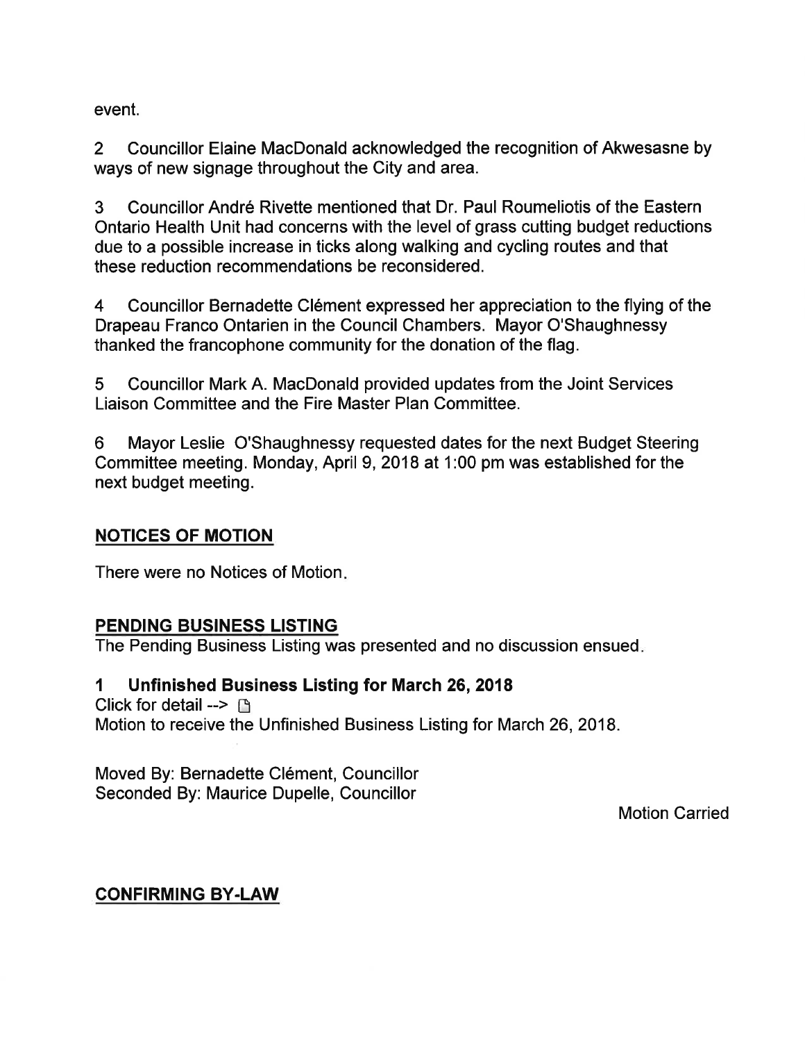event.

2 Councillor Elaine MacDonald acknowledged the recognition of Akwesasne by ways of new signage throughout the City and area.

3 Councillor André Rivette mentioned that Dr. Paul Roumeliotis of the Eastern Ontario Health Unit had concerns with the level of grass cutting budget reductions due to a possible increase in ticks along walking and cycling routes and that these reduction recommendations be reconsidered.

4 Councillor Bernadette Clément expressed her appreciation to the flying of the Drapeau Franco Ontarien in the Council Chambers. Mayor O'Shaughnessy thanked the francophone community for the donation of the flag.

5 Councillor Mark A. MacDonald provided updates from the Joint Services Liaison Committee and the Fire Master Plan Committee.

6 Mayor Leslie O'Shaughnessy requested dates for the next Budget Steering Committee meeting. Monday, April 9, 2018 at 1:00 pm was established for the next budget meeting.

## NOTICES OF MOTION

There were no Notices of Motion.

## PENDING BUSINESS LISTING

The Pending Business Listing was presented and no discussion ensued.

### 1 Unfinished Business Listing for March 26, 2018

Click for detail -->

Motion to receive the Unfinished Business Listing for March 26, 2018.

Moved By: Bernadette Clément, Councillor
Seconded By: Maurice Dupelle, Councillor

Motion Carried

## CONFIRMING BY-LAW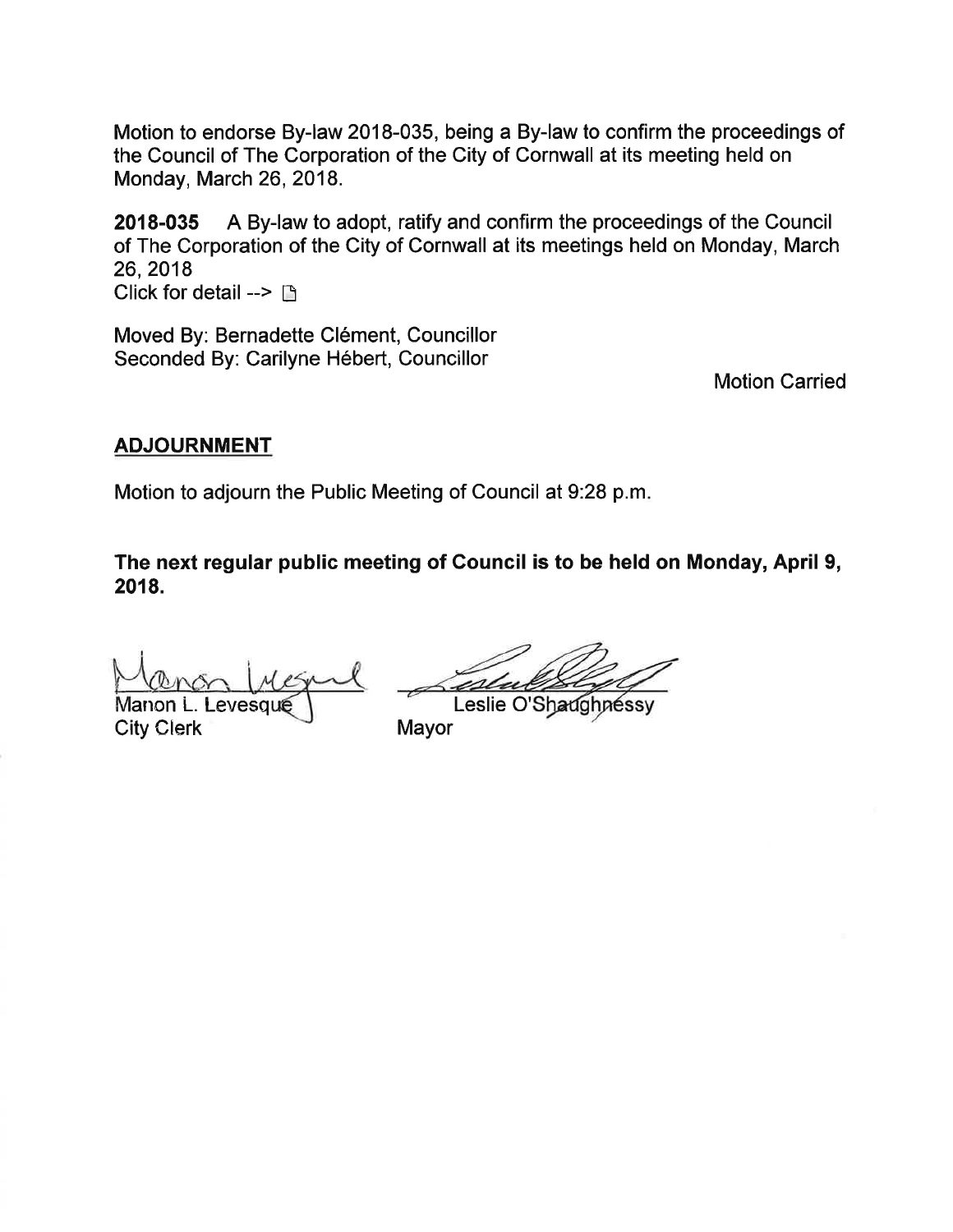Motion to endorse By-law 2018-035, being a By-law to confirm the proceedings of the Council of The Corporation of the City of Cornwall at its meeting held on Monday, March 26, 2018.

**2018-035** A By-law to adopt, ratify and confirm the proceedings of the Council of The Corporation of the City of Cornwall at its meetings held on Monday, March 26, 2018
Click for detail -->

Moved By: Bernadette Clément, Councillor
Seconded By: Carilyne Hébert, Councillor

Motion Carried

## ADJOURNMENT

Motion to adjourn the Public Meeting of Council at 9:28 p.m.

**The next regular public meeting of Council is to be held on Monday, April 9, 2018.**

Manon L. Levesque
City Clerk

Leslie O'Shaughnessy
Mayor